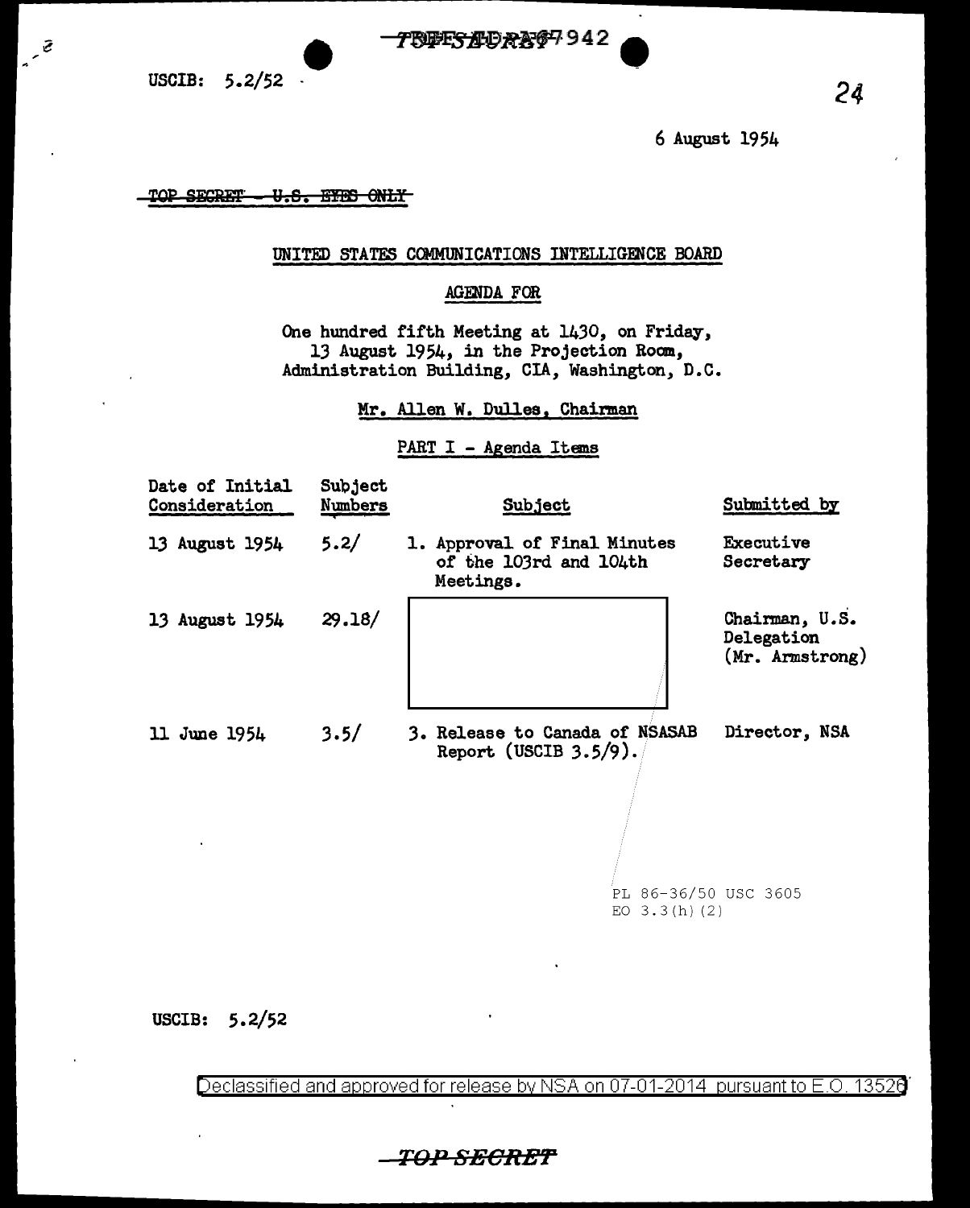USCIB: 5.2/52

24

6 August 1954

~~TOP SECRET - U.S. EYES ONLY~~

UNITED STATES COMMUNICATIONS INTELLIGENCE BOARD

AGENDA FOR

One hundred fifth Meeting at 1430, on Friday, 13 August 1954, in the Projection Room, Administration Building, CIA, Washington, D.C.

Mr. Allen W. Dulles, Chairman

PART I - Agenda Items

| Date of Initial Consideration | Subject Numbers | Subject | Submitted by |
|---|---|---|---|
| 13 August 1954 | 5.2/ | 1. Approval of Final Minutes of the 103rd and 104th Meetings. | Executive Secretary |
| 13 August 1954 | 29.18/ | [redacted] | Chairman, U.S. Delegation (Mr. Armstrong) |
| 11 June 1954 | 3.5/ | 3. Release to Canada of NSASAB Report (USCIB 3.5/9). | Director, NSA |

PL 86-36/50 USC 3605
EO 3.3(h)(2)

USCIB: 5.2/52

Declassified and approved for release by NSA on 07-01-2014 pursuant to E.O. 13526

TOP SECRET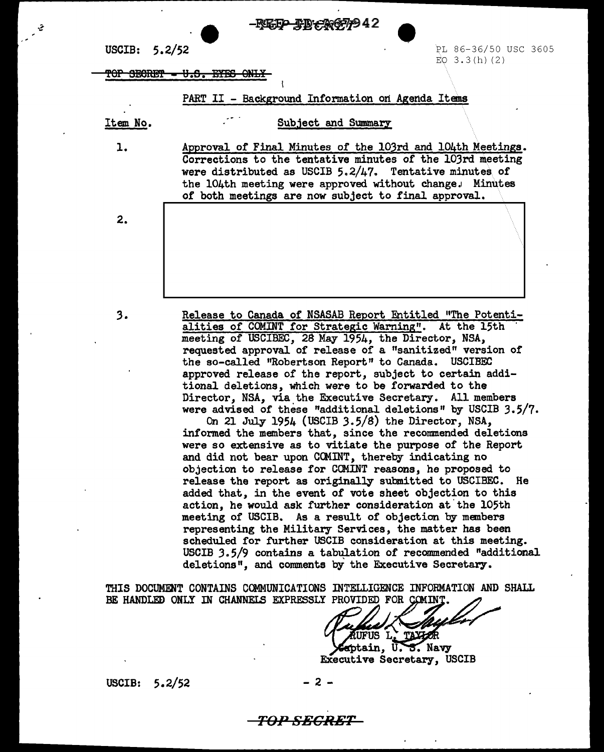USCIB: 5.2/52

PL 86-36/50 USC 3605
EO 3.3(h)(2)

~~TOP SECRET - U.S. EYES ONLY~~

PART II - Background Information on Agenda Items

| Item No. | Subject and Summary |
|---|---|
| 1. | Approval of Final Minutes of the 103rd and 104th Meetings. Corrections to the tentative minutes of the 103rd meeting were distributed as USCIB 5.2/47. Tentative minutes of the 104th meeting were approved without change. Minutes of both meetings are now subject to final approval. |
| 2. | |
| 3. | Release to Canada of NSASAB Report Entitled "The Potentialities of COMINT for Strategic Warning". At the 15th meeting of USCIBEC, 28 May 1954, the Director, NSA, requested approval of release of a "sanitized" version of the so-called "Robertson Report" to Canada. USCIBEC approved release of the report, subject to certain additional deletions, which were to be forwarded to the Director, NSA, via the Executive Secretary. All members were advised of these "additional deletions" by USCIB 3.5/7. On 21 July 1954 (USCIB 3.5/8) the Director, NSA, informed the members that, since the recommended deletions were so extensive as to vitiate the purpose of the Report and did not bear upon COMINT, thereby indicating no objection to release for COMINT reasons, he proposed to release the report as originally submitted to USCIBEC. He added that, in the event of vote sheet objection to this action, he would ask further consideration at the 105th meeting of USCIB. As a result of objection by members representing the Military Services, the matter has been scheduled for further USCIB consideration at this meeting. USCIB 3.5/9 contains a tabulation of recommended "additional deletions", and comments by the Executive Secretary. |

THIS DOCUMENT CONTAINS COMMUNICATIONS INTELLIGENCE INFORMATION AND SHALL BE HANDLED ONLY IN CHANNELS EXPRESSLY PROVIDED FOR COMINT.

RUFUS L. TAYLOR
Captain, U. S. Navy
Executive Secretary, USCIB

USCIB: 5.2/52

*TOP SECRET*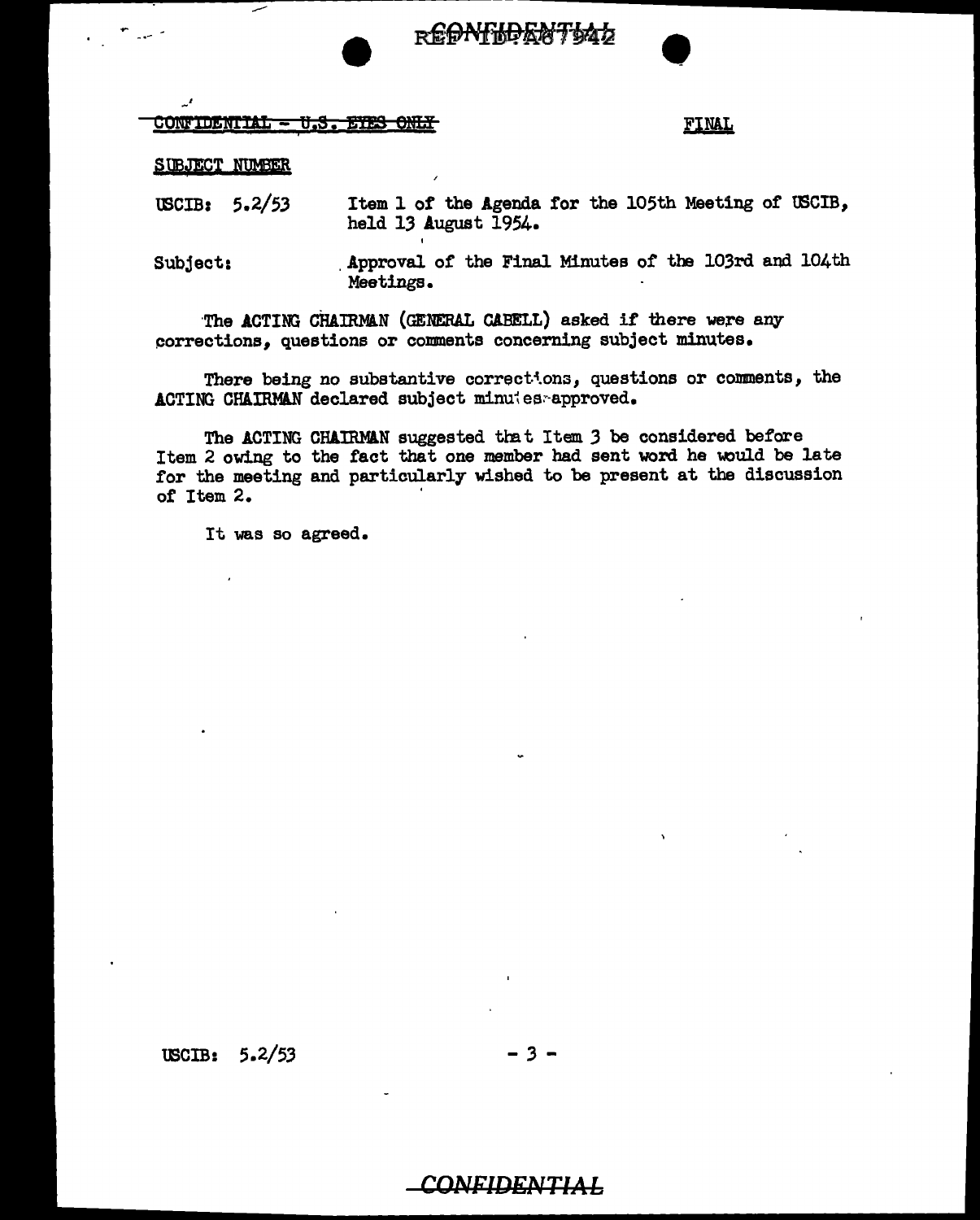CONFIDENTIAL - U.S. EYES ONLY

FINAL

SUBJECT NUMBER

USCIB: 5.2/53 Item 1 of the Agenda for the 105th Meeting of USCIB, held 13 August 1954.

Subject: Approval of the Final Minutes of the 103rd and 104th Meetings.

The ACTING CHAIRMAN (GENERAL CABELL) asked if there were any corrections, questions or comments concerning subject minutes.

There being no substantive corrections, questions or comments, the ACTING CHAIRMAN declared subject minutes approved.

The ACTING CHAIRMAN suggested that Item 3 be considered before Item 2 owing to the fact that one member had sent word he would be late for the meeting and particularly wished to be present at the discussion of Item 2.

It was so agreed.

USCIB: 5.2/53

CONFIDENTIAL